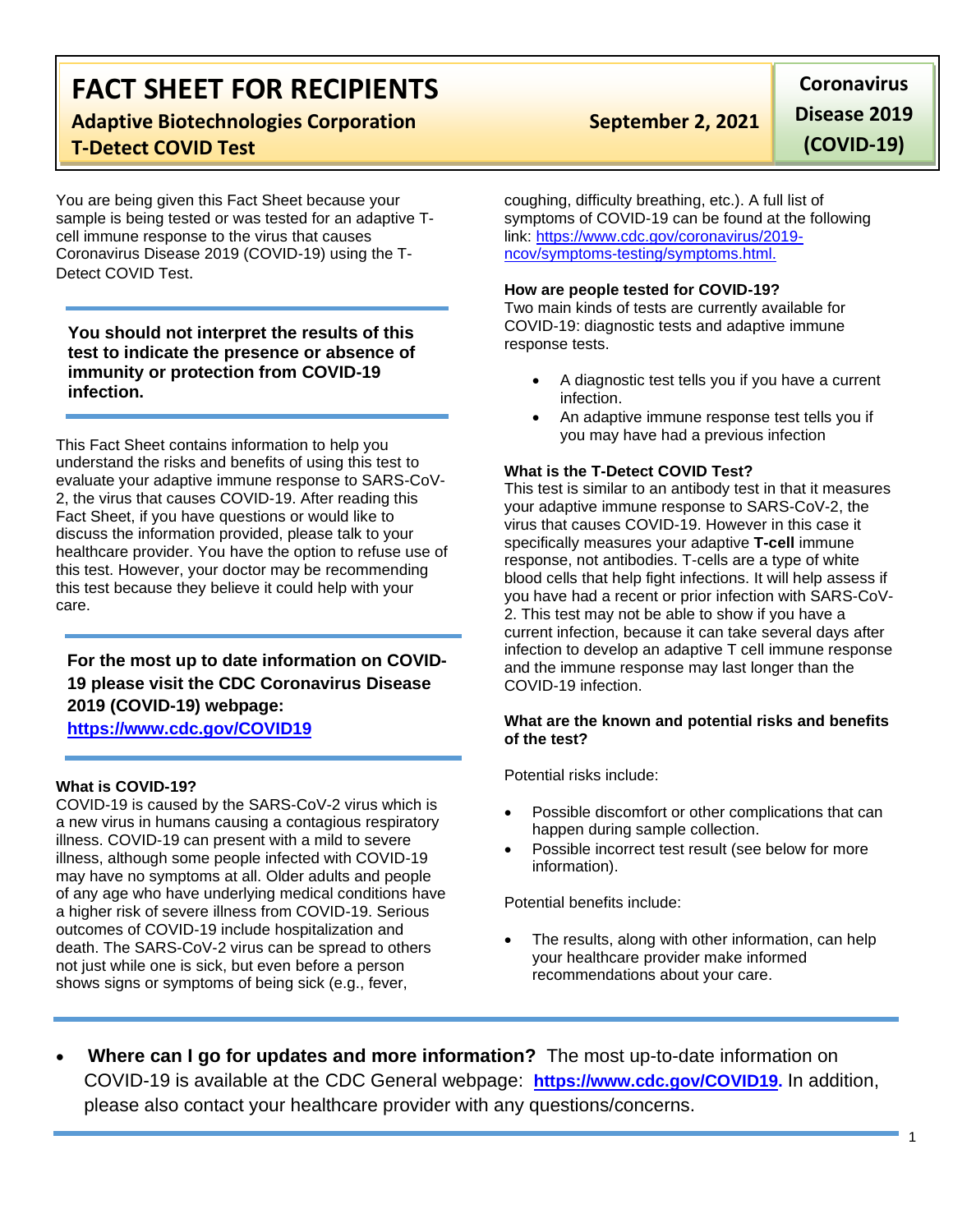# FACT SHEET FOR RECIPIENTS

**Adaptive Biotechnologies Corporation**
**T-Detect COVID Test**

**September 2, 2021**

**Coronavirus Disease 2019 (COVID-19)**

You are being given this Fact Sheet because your sample is being tested or was tested for an adaptive T-cell immune response to the virus that causes Coronavirus Disease 2019 (COVID-19) using the T-Detect COVID Test.

**You should not interpret the results of this test to indicate the presence or absence of immunity or protection from COVID-19 infection.**

This Fact Sheet contains information to help you understand the risks and benefits of using this test to evaluate your adaptive immune response to SARS-CoV-2, the virus that causes COVID-19. After reading this Fact Sheet, if you have questions or would like to discuss the information provided, please talk to your healthcare provider. You have the option to refuse use of this test. However, your doctor may be recommending this test because they believe it could help with your care.

**For the most up to date information on COVID-19 please visit the CDC Coronavirus Disease 2019 (COVID-19) webpage:**
**https://www.cdc.gov/COVID19**

### What is COVID-19?

COVID-19 is caused by the SARS-CoV-2 virus which is a new virus in humans causing a contagious respiratory illness. COVID-19 can present with a mild to severe illness, although some people infected with COVID-19 may have no symptoms at all. Older adults and people of any age who have underlying medical conditions have a higher risk of severe illness from COVID-19. Serious outcomes of COVID-19 include hospitalization and death. The SARS-CoV-2 virus can be spread to others not just while one is sick, but even before a person shows signs or symptoms of being sick (e.g., fever, coughing, difficulty breathing, etc.). A full list of symptoms of COVID-19 can be found at the following link: https://www.cdc.gov/coronavirus/2019-ncov/symptoms-testing/symptoms.html.

### How are people tested for COVID-19?

Two main kinds of tests are currently available for COVID-19: diagnostic tests and adaptive immune response tests.

- A diagnostic test tells you if you have a current infection.
- An adaptive immune response test tells you if you may have had a previous infection

### What is the T-Detect COVID Test?

This test is similar to an antibody test in that it measures your adaptive immune response to SARS-CoV-2, the virus that causes COVID-19. However in this case it specifically measures your adaptive **T-cell** immune response, not antibodies. T-cells are a type of white blood cells that help fight infections. It will help assess if you have had a recent or prior infection with SARS-CoV-2. This test may not be able to show if you have a current infection, because it can take several days after infection to develop an adaptive T cell immune response and the immune response may last longer than the COVID-19 infection.

### What are the known and potential risks and benefits of the test?

Potential risks include:

- Possible discomfort or other complications that can happen during sample collection.
- Possible incorrect test result (see below for more information).

Potential benefits include:

- The results, along with other information, can help your healthcare provider make informed recommendations about your care.

- **Where can I go for updates and more information?** The most up-to-date information on COVID-19 is available at the CDC General webpage: **https://www.cdc.gov/COVID19.** In addition, please also contact your healthcare provider with any questions/concerns.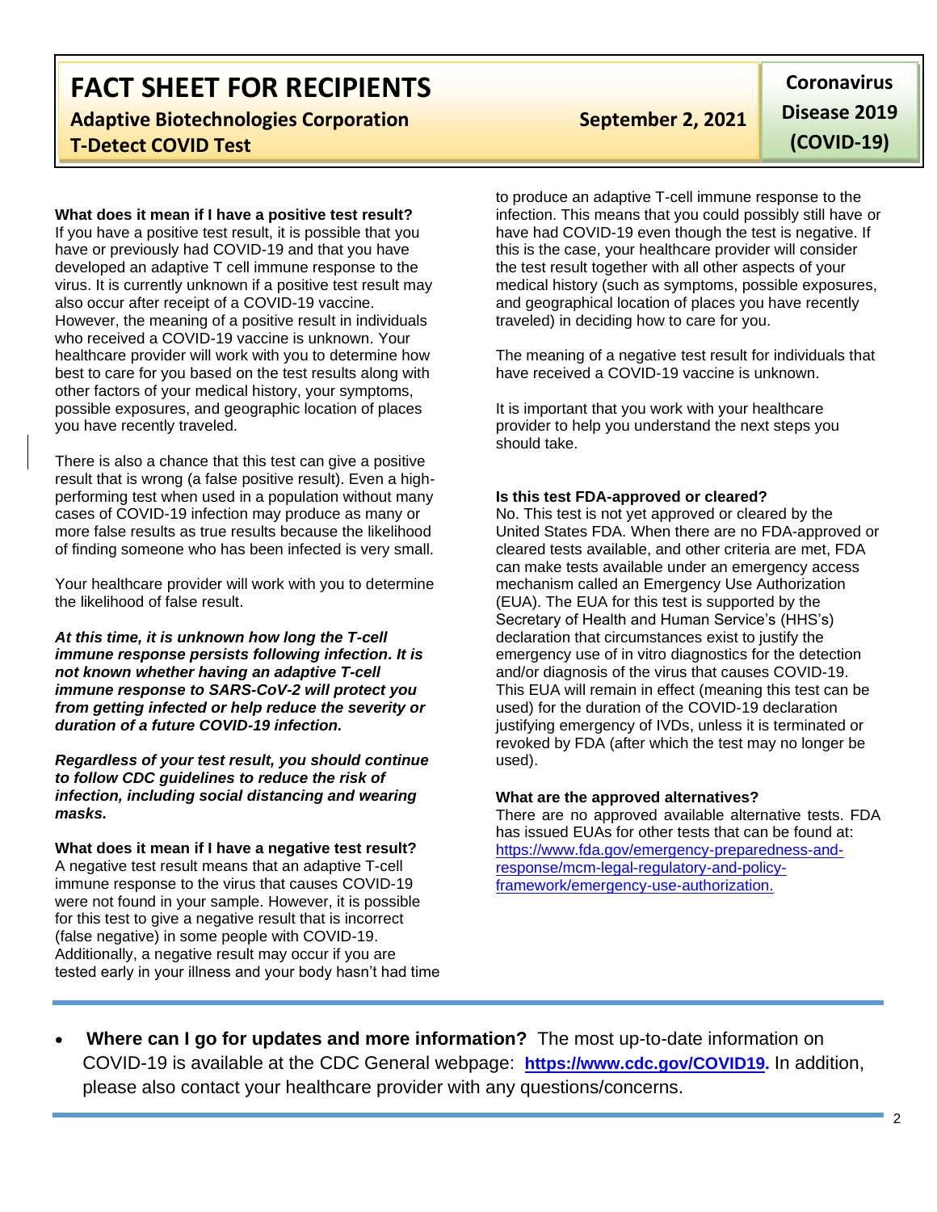# FACT SHEET FOR RECIPIENTS

**Adaptive Biotechnologies Corporation**
**T-Detect COVID Test**

**September 2, 2021**

**Coronavirus Disease 2019 (COVID-19)**

**What does it mean if I have a positive test result?**
If you have a positive test result, it is possible that you have or previously had COVID-19 and that you have developed an adaptive T cell immune response to the virus. It is currently unknown if a positive test result may also occur after receipt of a COVID-19 vaccine. However, the meaning of a positive result in individuals who received a COVID-19 vaccine is unknown. Your healthcare provider will work with you to determine how best to care for you based on the test results along with other factors of your medical history, your symptoms, possible exposures, and geographic location of places you have recently traveled.

There is also a chance that this test can give a positive result that is wrong (a false positive result). Even a high-performing test when used in a population without many cases of COVID-19 infection may produce as many or more false results as true results because the likelihood of finding someone who has been infected is very small.

Your healthcare provider will work with you to determine the likelihood of false result.

***At this time, it is unknown how long the T-cell immune response persists following infection. It is not known whether having an adaptive T-cell immune response to SARS-CoV-2 will protect you from getting infected or help reduce the severity or duration of a future COVID-19 infection.***

***Regardless of your test result, you should continue to follow CDC guidelines to reduce the risk of infection, including social distancing and wearing masks.***

**What does it mean if I have a negative test result?**
A negative test result means that an adaptive T-cell immune response to the virus that causes COVID-19 were not found in your sample. However, it is possible for this test to give a negative result that is incorrect (false negative) in some people with COVID-19. Additionally, a negative result may occur if you are tested early in your illness and your body hasn't had time to produce an adaptive T-cell immune response to the infection. This means that you could possibly still have or have had COVID-19 even though the test is negative. If this is the case, your healthcare provider will consider the test result together with all other aspects of your medical history (such as symptoms, possible exposures, and geographical location of places you have recently traveled) in deciding how to care for you.

The meaning of a negative test result for individuals that have received a COVID-19 vaccine is unknown.

It is important that you work with your healthcare provider to help you understand the next steps you should take.

**Is this test FDA-approved or cleared?**
No. This test is not yet approved or cleared by the United States FDA. When there are no FDA-approved or cleared tests available, and other criteria are met, FDA can make tests available under an emergency access mechanism called an Emergency Use Authorization (EUA). The EUA for this test is supported by the Secretary of Health and Human Service's (HHS's) declaration that circumstances exist to justify the emergency use of in vitro diagnostics for the detection and/or diagnosis of the virus that causes COVID-19. This EUA will remain in effect (meaning this test can be used) for the duration of the COVID-19 declaration justifying emergency of IVDs, unless it is terminated or revoked by FDA (after which the test may no longer be used).

**What are the approved alternatives?**
There are no approved available alternative tests. FDA has issued EUAs for other tests that can be found at: https://www.fda.gov/emergency-preparedness-and-response/mcm-legal-regulatory-and-policy-framework/emergency-use-authorization.

- **Where can I go for updates and more information?** The most up-to-date information on COVID-19 is available at the CDC General webpage: **https://www.cdc.gov/COVID19.** In addition, please also contact your healthcare provider with any questions/concerns.